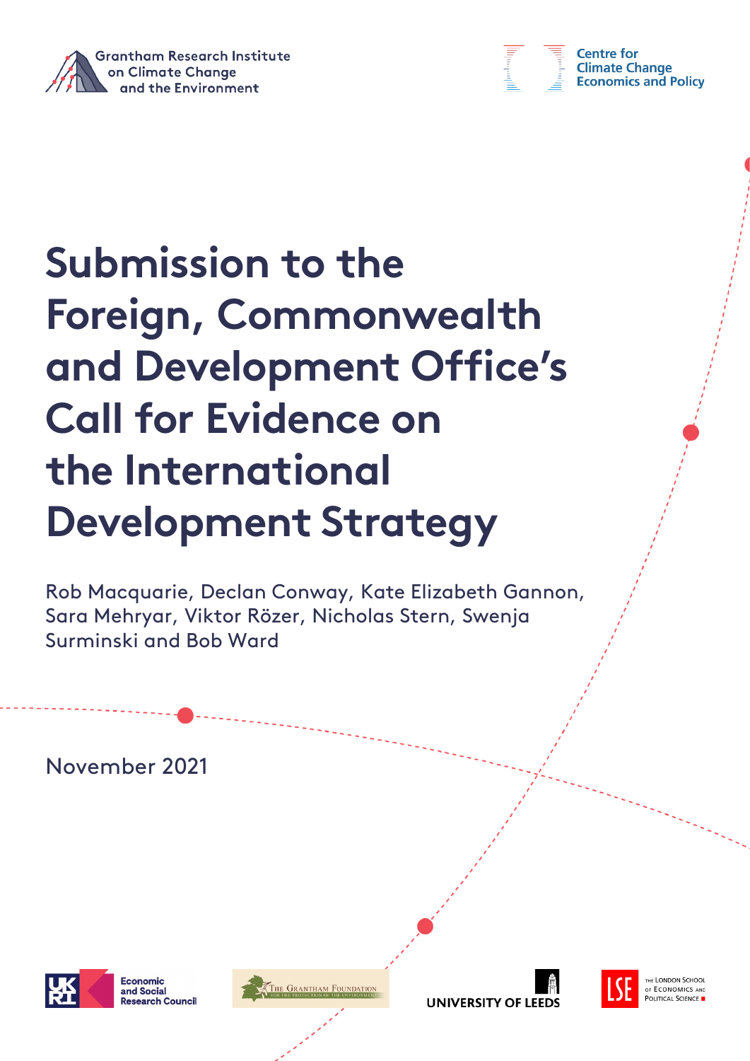Grantham Research Institute on Climate Change and the Environment

Centre for Climate Change Economics and Policy

# Submission to the Foreign, Commonwealth and Development Office's Call for Evidence on the International Development Strategy

Rob Macquarie, Declan Conway, Kate Elizabeth Gannon, Sara Mehryar, Viktor Rözer, Nicholas Stern, Swenja Surminski and Bob Ward

November 2021

Economic and Social Research Council

The Grantham Foundation for the Protection of the Environment

University of Leeds

The London School of Economics and Political Science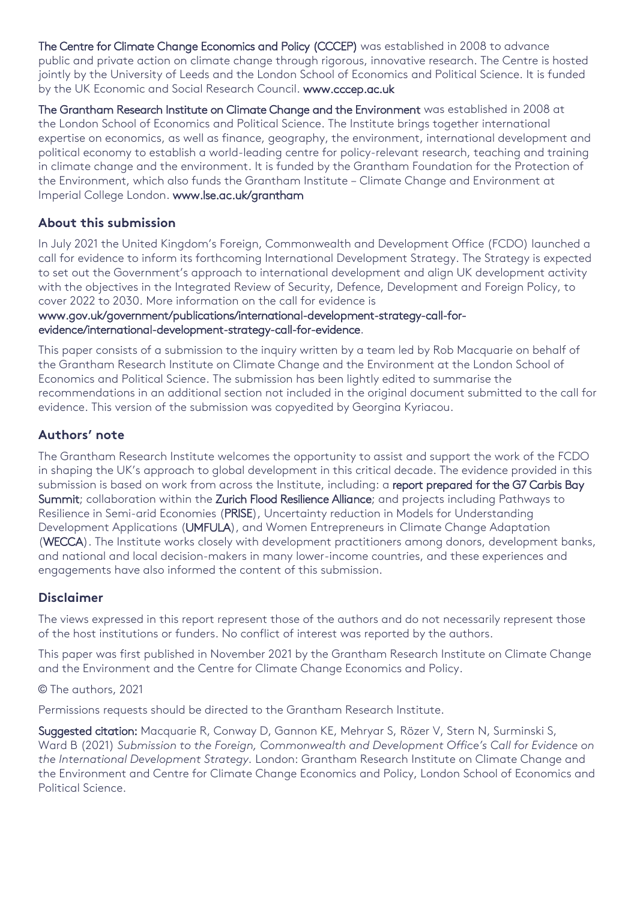The Centre for Climate Change Economics and Policy (CCCEP) was established in 2008 to advance public and private action on climate change through rigorous, innovative research. The Centre is hosted jointly by the University of Leeds and the London School of Economics and Political Science. It is funded by the UK Economic and Social Research Council. www.cccep.ac.uk

The Grantham Research Institute on Climate Change and the Environment was established in 2008 at the London School of Economics and Political Science. The Institute brings together international expertise on economics, as well as finance, geography, the environment, international development and political economy to establish a world-leading centre for policy-relevant research, teaching and training in climate change and the environment. It is funded by the Grantham Foundation for the Protection of the Environment, which also funds the Grantham Institute – Climate Change and Environment at Imperial College London. www.lse.ac.uk/grantham

## About this submission

In July 2021 the United Kingdom's Foreign, Commonwealth and Development Office (FCDO) launched a call for evidence to inform its forthcoming International Development Strategy. The Strategy is expected to set out the Government's approach to international development and align UK development activity with the objectives in the Integrated Review of Security, Defence, Development and Foreign Policy, to cover 2022 to 2030. More information on the call for evidence is www.gov.uk/government/publications/international-development-strategy-call-for-evidence/international-development-strategy-call-for-evidence.

This paper consists of a submission to the inquiry written by a team led by Rob Macquarie on behalf of the Grantham Research Institute on Climate Change and the Environment at the London School of Economics and Political Science. The submission has been lightly edited to summarise the recommendations in an additional section not included in the original document submitted to the call for evidence. This version of the submission was copyedited by Georgina Kyriacou.

## Authors' note

The Grantham Research Institute welcomes the opportunity to assist and support the work of the FCDO in shaping the UK's approach to global development in this critical decade. The evidence provided in this submission is based on work from across the Institute, including: a report prepared for the G7 Carbis Bay Summit; collaboration within the Zurich Flood Resilience Alliance; and projects including Pathways to Resilience in Semi-arid Economies (PRISE), Uncertainty reduction in Models for Understanding Development Applications (UMFULA), and Women Entrepreneurs in Climate Change Adaptation (WECCA). The Institute works closely with development practitioners among donors, development banks, and national and local decision-makers in many lower-income countries, and these experiences and engagements have also informed the content of this submission.

## Disclaimer

The views expressed in this report represent those of the authors and do not necessarily represent those of the host institutions or funders. No conflict of interest was reported by the authors.

This paper was first published in November 2021 by the Grantham Research Institute on Climate Change and the Environment and the Centre for Climate Change Economics and Policy.

© The authors, 2021

Permissions requests should be directed to the Grantham Research Institute.

**Suggested citation:** Macquarie R, Conway D, Gannon KE, Mehryar S, Rözer V, Stern N, Surminski S, Ward B (2021) *Submission to the Foreign, Commonwealth and Development Office's Call for Evidence on the International Development Strategy*. London: Grantham Research Institute on Climate Change and the Environment and Centre for Climate Change Economics and Policy, London School of Economics and Political Science.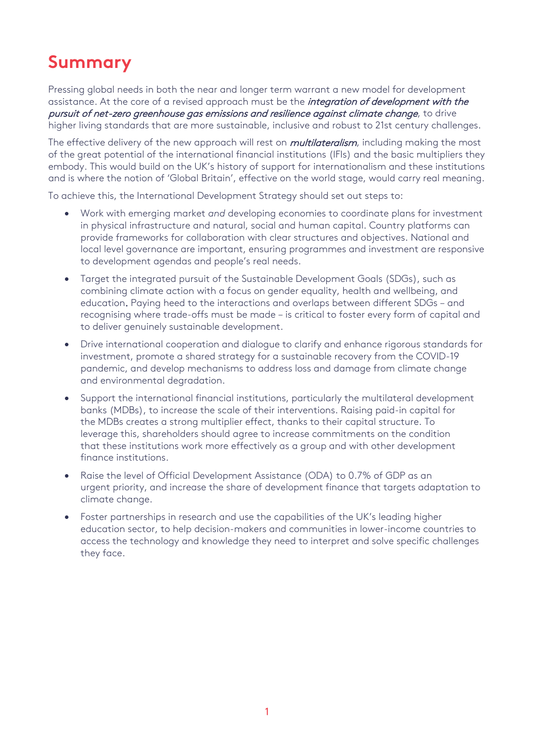# Summary

Pressing global needs in both the near and longer term warrant a new model for development assistance. At the core of a revised approach must be the ***integration of development with the pursuit of net-zero greenhouse gas emissions and resilience against climate change***, to drive higher living standards that are more sustainable, inclusive and robust to 21st century challenges.

The effective delivery of the new approach will rest on ***multilateralism***, including making the most of the great potential of the international financial institutions (IFIs) and the basic multipliers they embody. This would build on the UK's history of support for internationalism and these institutions and is where the notion of 'Global Britain', effective on the world stage, would carry real meaning.

To achieve this, the International Development Strategy should set out steps to:

- Work with emerging market *and* developing economies to coordinate plans for investment in physical infrastructure and natural, social and human capital. Country platforms can provide frameworks for collaboration with clear structures and objectives. National and local level governance are important, ensuring programmes and investment are responsive to development agendas and people's real needs.
- Target the integrated pursuit of the Sustainable Development Goals (SDGs), such as combining climate action with a focus on gender equality, health and wellbeing, and education. Paying heed to the interactions and overlaps between different SDGs – and recognising where trade-offs must be made – is critical to foster every form of capital and to deliver genuinely sustainable development.
- Drive international cooperation and dialogue to clarify and enhance rigorous standards for investment, promote a shared strategy for a sustainable recovery from the COVID-19 pandemic, and develop mechanisms to address loss and damage from climate change and environmental degradation.
- Support the international financial institutions, particularly the multilateral development banks (MDBs), to increase the scale of their interventions. Raising paid-in capital for the MDBs creates a strong multiplier effect, thanks to their capital structure. To leverage this, shareholders should agree to increase commitments on the condition that these institutions work more effectively as a group and with other development finance institutions.
- Raise the level of Official Development Assistance (ODA) to 0.7% of GDP as an urgent priority, and increase the share of development finance that targets adaptation to climate change.
- Foster partnerships in research and use the capabilities of the UK's leading higher education sector, to help decision-makers and communities in lower-income countries to access the technology and knowledge they need to interpret and solve specific challenges they face.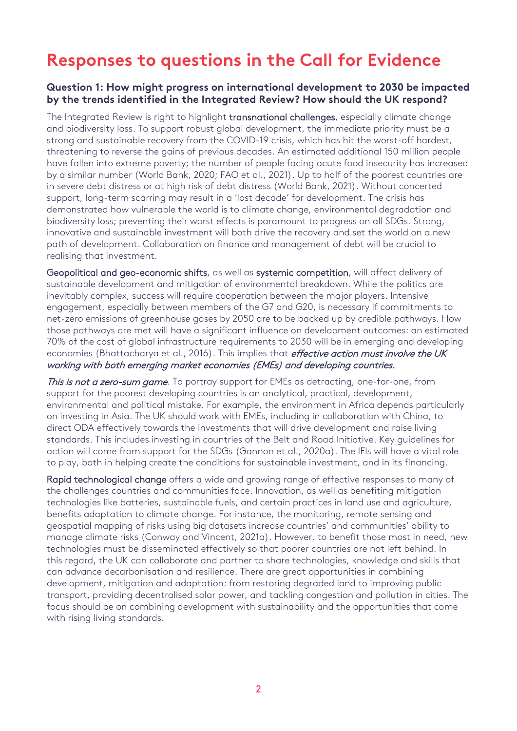# Responses to questions in the Call for Evidence

### Question 1: How might progress on international development to 2030 be impacted by the trends identified in the Integrated Review? How should the UK respond?

The Integrated Review is right to highlight transnational challenges, especially climate change and biodiversity loss. To support robust global development, the immediate priority must be a strong and sustainable recovery from the COVID-19 crisis, which has hit the worst-off hardest, threatening to reverse the gains of previous decades. An estimated additional 150 million people have fallen into extreme poverty; the number of people facing acute food insecurity has increased by a similar number (World Bank, 2020; FAO et al., 2021). Up to half of the poorest countries are in severe debt distress or at high risk of debt distress (World Bank, 2021). Without concerted support, long-term scarring may result in a 'lost decade' for development. The crisis has demonstrated how vulnerable the world is to climate change, environmental degradation and biodiversity loss; preventing their worst effects is paramount to progress on all SDGs. Strong, innovative and sustainable investment will both drive the recovery and set the world on a new path of development. Collaboration on finance and management of debt will be crucial to realising that investment.

Geopolitical and geo-economic shifts, as well as systemic competition, will affect delivery of sustainable development and mitigation of environmental breakdown. While the politics are inevitably complex, success will require cooperation between the major players. Intensive engagement, especially between members of the G7 and G20, is necessary if commitments to net-zero emissions of greenhouse gases by 2050 are to be backed up by credible pathways. How those pathways are met will have a significant influence on development outcomes: an estimated 70% of the cost of global infrastructure requirements to 2030 will be in emerging and developing economies (Bhattacharya et al., 2016). This implies that *effective action must involve the UK working with both emerging market economies (EMEs) and developing countries.*

*This is not a zero-sum game*. To portray support for EMEs as detracting, one-for-one, from support for the poorest developing countries is an analytical, practical, development, environmental and political mistake. For example, the environment in Africa depends particularly on investing in Asia. The UK should work with EMEs, including in collaboration with China, to direct ODA effectively towards the investments that will drive development and raise living standards. This includes investing in countries of the Belt and Road Initiative. Key guidelines for action will come from support for the SDGs (Gannon et al., 2020a). The IFIs will have a vital role to play, both in helping create the conditions for sustainable investment, and in its financing.

Rapid technological change offers a wide and growing range of effective responses to many of the challenges countries and communities face. Innovation, as well as benefiting mitigation technologies like batteries, sustainable fuels, and certain practices in land use and agriculture, benefits adaptation to climate change. For instance, the monitoring, remote sensing and geospatial mapping of risks using big datasets increase countries' and communities' ability to manage climate risks (Conway and Vincent, 2021a). However, to benefit those most in need, new technologies must be disseminated effectively so that poorer countries are not left behind. In this regard, the UK can collaborate and partner to share technologies, knowledge and skills that can advance decarbonisation and resilience. There are great opportunities in combining development, mitigation and adaptation: from restoring degraded land to improving public transport, providing decentralised solar power, and tackling congestion and pollution in cities. The focus should be on combining development with sustainability and the opportunities that come with rising living standards.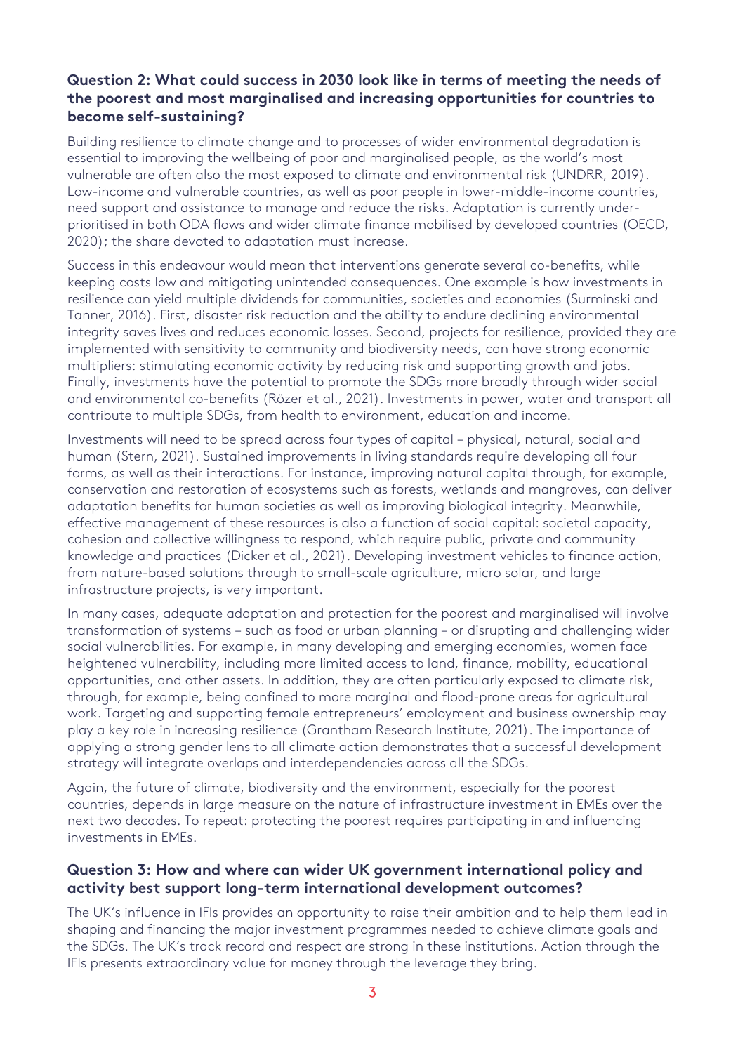### Question 2: What could success in 2030 look like in terms of meeting the needs of the poorest and most marginalised and increasing opportunities for countries to become self-sustaining?

Building resilience to climate change and to processes of wider environmental degradation is essential to improving the wellbeing of poor and marginalised people, as the world's most vulnerable are often also the most exposed to climate and environmental risk (UNDRR, 2019). Low-income and vulnerable countries, as well as poor people in lower-middle-income countries, need support and assistance to manage and reduce the risks. Adaptation is currently under-prioritised in both ODA flows and wider climate finance mobilised by developed countries (OECD, 2020); the share devoted to adaptation must increase.

Success in this endeavour would mean that interventions generate several co-benefits, while keeping costs low and mitigating unintended consequences. One example is how investments in resilience can yield multiple dividends for communities, societies and economies (Surminski and Tanner, 2016). First, disaster risk reduction and the ability to endure declining environmental integrity saves lives and reduces economic losses. Second, projects for resilience, provided they are implemented with sensitivity to community and biodiversity needs, can have strong economic multipliers: stimulating economic activity by reducing risk and supporting growth and jobs. Finally, investments have the potential to promote the SDGs more broadly through wider social and environmental co-benefits (Rözer et al., 2021). Investments in power, water and transport all contribute to multiple SDGs, from health to environment, education and income.

Investments will need to be spread across four types of capital – physical, natural, social and human (Stern, 2021). Sustained improvements in living standards require developing all four forms, as well as their interactions. For instance, improving natural capital through, for example, conservation and restoration of ecosystems such as forests, wetlands and mangroves, can deliver adaptation benefits for human societies as well as improving biological integrity. Meanwhile, effective management of these resources is also a function of social capital: societal capacity, cohesion and collective willingness to respond, which require public, private and community knowledge and practices (Dicker et al., 2021). Developing investment vehicles to finance action, from nature-based solutions through to small-scale agriculture, micro solar, and large infrastructure projects, is very important.

In many cases, adequate adaptation and protection for the poorest and marginalised will involve transformation of systems – such as food or urban planning – or disrupting and challenging wider social vulnerabilities. For example, in many developing and emerging economies, women face heightened vulnerability, including more limited access to land, finance, mobility, educational opportunities, and other assets. In addition, they are often particularly exposed to climate risk, through, for example, being confined to more marginal and flood-prone areas for agricultural work. Targeting and supporting female entrepreneurs' employment and business ownership may play a key role in increasing resilience (Grantham Research Institute, 2021). The importance of applying a strong gender lens to all climate action demonstrates that a successful development strategy will integrate overlaps and interdependencies across all the SDGs.

Again, the future of climate, biodiversity and the environment, especially for the poorest countries, depends in large measure on the nature of infrastructure investment in EMEs over the next two decades. To repeat: protecting the poorest requires participating in and influencing investments in EMEs.

### Question 3: How and where can wider UK government international policy and activity best support long-term international development outcomes?

The UK's influence in IFIs provides an opportunity to raise their ambition and to help them lead in shaping and financing the major investment programmes needed to achieve climate goals and the SDGs. The UK's track record and respect are strong in these institutions. Action through the IFIs presents extraordinary value for money through the leverage they bring.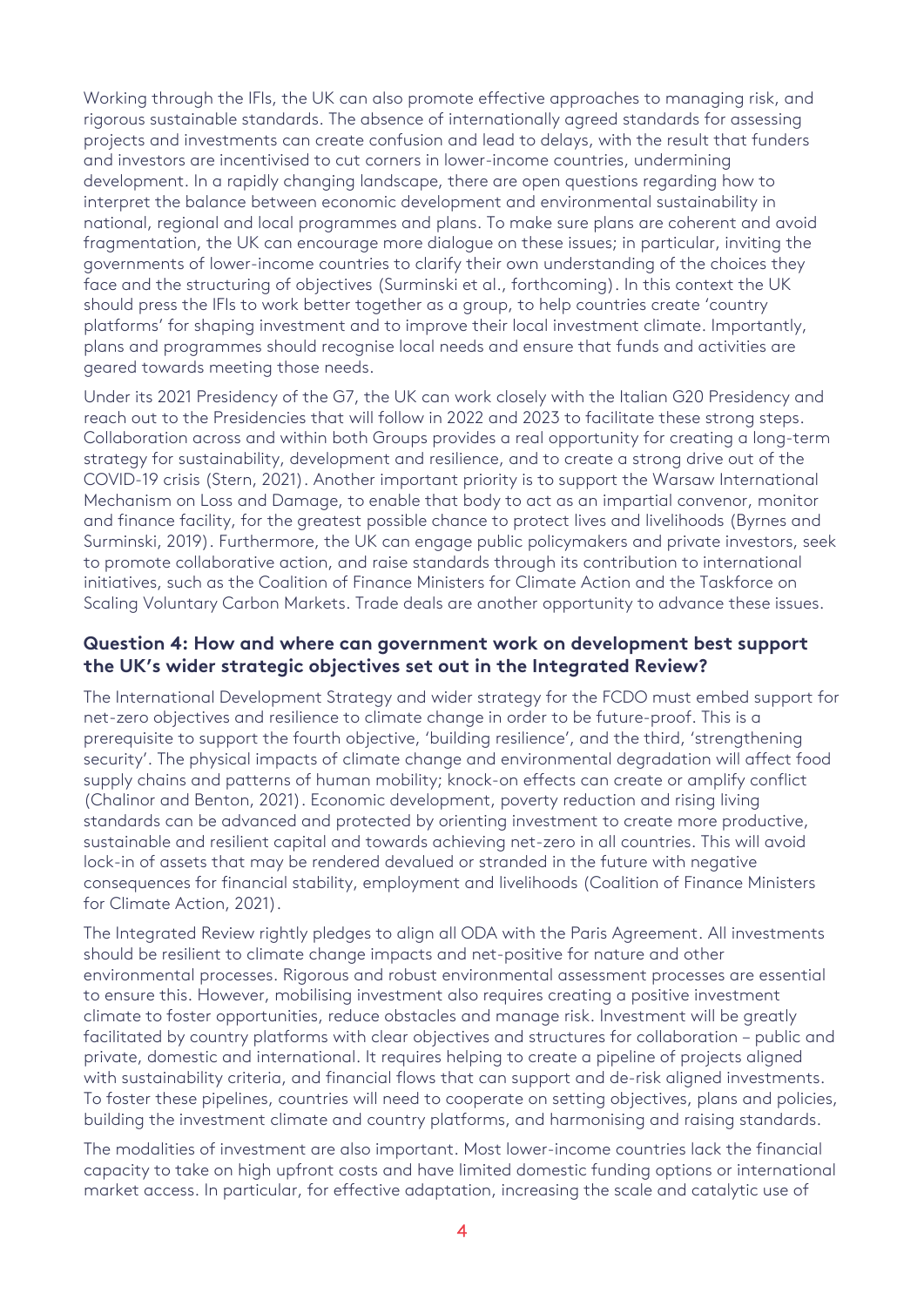Working through the IFIs, the UK can also promote effective approaches to managing risk, and rigorous sustainable standards. The absence of internationally agreed standards for assessing projects and investments can create confusion and lead to delays, with the result that funders and investors are incentivised to cut corners in lower-income countries, undermining development. In a rapidly changing landscape, there are open questions regarding how to interpret the balance between economic development and environmental sustainability in national, regional and local programmes and plans. To make sure plans are coherent and avoid fragmentation, the UK can encourage more dialogue on these issues; in particular, inviting the governments of lower-income countries to clarify their own understanding of the choices they face and the structuring of objectives (Surminski et al., forthcoming). In this context the UK should press the IFIs to work better together as a group, to help countries create 'country platforms' for shaping investment and to improve their local investment climate. Importantly, plans and programmes should recognise local needs and ensure that funds and activities are geared towards meeting those needs.

Under its 2021 Presidency of the G7, the UK can work closely with the Italian G20 Presidency and reach out to the Presidencies that will follow in 2022 and 2023 to facilitate these strong steps. Collaboration across and within both Groups provides a real opportunity for creating a long-term strategy for sustainability, development and resilience, and to create a strong drive out of the COVID-19 crisis (Stern, 2021). Another important priority is to support the Warsaw International Mechanism on Loss and Damage, to enable that body to act as an impartial convenor, monitor and finance facility, for the greatest possible chance to protect lives and livelihoods (Byrnes and Surminski, 2019). Furthermore, the UK can engage public policymakers and private investors, seek to promote collaborative action, and raise standards through its contribution to international initiatives, such as the Coalition of Finance Ministers for Climate Action and the Taskforce on Scaling Voluntary Carbon Markets. Trade deals are another opportunity to advance these issues.

### Question 4: How and where can government work on development best support the UK's wider strategic objectives set out in the Integrated Review?

The International Development Strategy and wider strategy for the FCDO must embed support for net-zero objectives and resilience to climate change in order to be future-proof. This is a prerequisite to support the fourth objective, 'building resilience', and the third, 'strengthening security'. The physical impacts of climate change and environmental degradation will affect food supply chains and patterns of human mobility; knock-on effects can create or amplify conflict (Chalinor and Benton, 2021). Economic development, poverty reduction and rising living standards can be advanced and protected by orienting investment to create more productive, sustainable and resilient capital and towards achieving net-zero in all countries. This will avoid lock-in of assets that may be rendered devalued or stranded in the future with negative consequences for financial stability, employment and livelihoods (Coalition of Finance Ministers for Climate Action, 2021).

The Integrated Review rightly pledges to align all ODA with the Paris Agreement. All investments should be resilient to climate change impacts and net-positive for nature and other environmental processes. Rigorous and robust environmental assessment processes are essential to ensure this. However, mobilising investment also requires creating a positive investment climate to foster opportunities, reduce obstacles and manage risk. Investment will be greatly facilitated by country platforms with clear objectives and structures for collaboration – public and private, domestic and international. It requires helping to create a pipeline of projects aligned with sustainability criteria, and financial flows that can support and de-risk aligned investments. To foster these pipelines, countries will need to cooperate on setting objectives, plans and policies, building the investment climate and country platforms, and harmonising and raising standards.

The modalities of investment are also important. Most lower-income countries lack the financial capacity to take on high upfront costs and have limited domestic funding options or international market access. In particular, for effective adaptation, increasing the scale and catalytic use of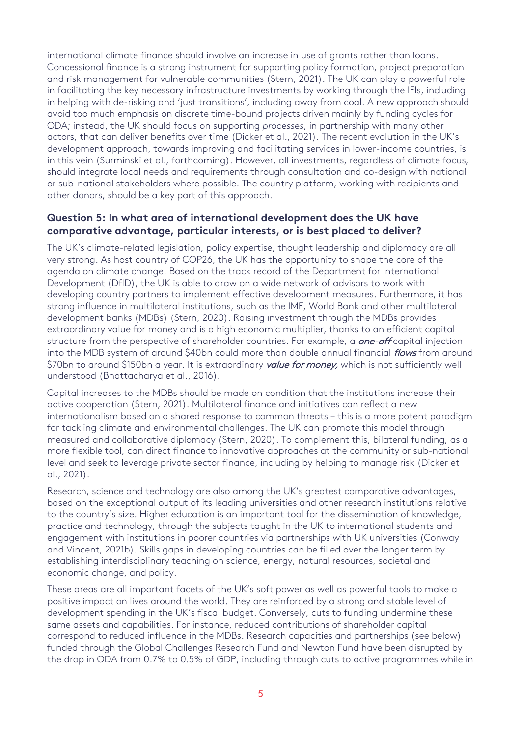international climate finance should involve an increase in use of grants rather than loans. Concessional finance is a strong instrument for supporting policy formation, project preparation and risk management for vulnerable communities (Stern, 2021). The UK can play a powerful role in facilitating the key necessary infrastructure investments by working through the IFIs, including in helping with de-risking and 'just transitions', including away from coal. A new approach should avoid too much emphasis on discrete time-bound projects driven mainly by funding cycles for ODA; instead, the UK should focus on supporting *processes*, in partnership with many other actors, that can deliver benefits over time (Dicker et al., 2021). The recent evolution in the UK's development approach, towards improving and facilitating services in lower-income countries, is in this vein (Surminski et al., forthcoming). However, all investments, regardless of climate focus, should integrate local needs and requirements through consultation and co-design with national or sub-national stakeholders where possible. The country platform, working with recipients and other donors, should be a key part of this approach.

### Question 5: In what area of international development does the UK have comparative advantage, particular interests, or is best placed to deliver?

The UK's climate-related legislation, policy expertise, thought leadership and diplomacy are all very strong. As host country of COP26, the UK has the opportunity to shape the core of the agenda on climate change. Based on the track record of the Department for International Development (DfID), the UK is able to draw on a wide network of advisors to work with developing country partners to implement effective development measures. Furthermore, it has strong influence in multilateral institutions, such as the IMF, World Bank and other multilateral development banks (MDBs) (Stern, 2020). Raising investment through the MDBs provides extraordinary value for money and is a high economic multiplier, thanks to an efficient capital structure from the perspective of shareholder countries. For example, a ***one-off*** capital injection into the MDB system of around \$40bn could more than double annual financial ***flows*** from around \$70bn to around \$150bn a year. It is extraordinary ***value for money,*** which is not sufficiently well understood (Bhattacharya et al., 2016).

Capital increases to the MDBs should be made on condition that the institutions increase their active cooperation (Stern, 2021). Multilateral finance and initiatives can reflect a new internationalism based on a shared response to common threats – this is a more potent paradigm for tackling climate and environmental challenges. The UK can promote this model through measured and collaborative diplomacy (Stern, 2020). To complement this, bilateral funding, as a more flexible tool, can direct finance to innovative approaches at the community or sub-national level and seek to leverage private sector finance, including by helping to manage risk (Dicker et al., 2021).

Research, science and technology are also among the UK's greatest comparative advantages, based on the exceptional output of its leading universities and other research institutions relative to the country's size. Higher education is an important tool for the dissemination of knowledge, practice and technology, through the subjects taught in the UK to international students and engagement with institutions in poorer countries via partnerships with UK universities (Conway and Vincent, 2021b). Skills gaps in developing countries can be filled over the longer term by establishing interdisciplinary teaching on science, energy, natural resources, societal and economic change, and policy.

These areas are all important facets of the UK's soft power as well as powerful tools to make a positive impact on lives around the world. They are reinforced by a strong and stable level of development spending in the UK's fiscal budget. Conversely, cuts to funding undermine these same assets and capabilities. For instance, reduced contributions of shareholder capital correspond to reduced influence in the MDBs. Research capacities and partnerships (see below) funded through the Global Challenges Research Fund and Newton Fund have been disrupted by the drop in ODA from 0.7% to 0.5% of GDP, including through cuts to active programmes while in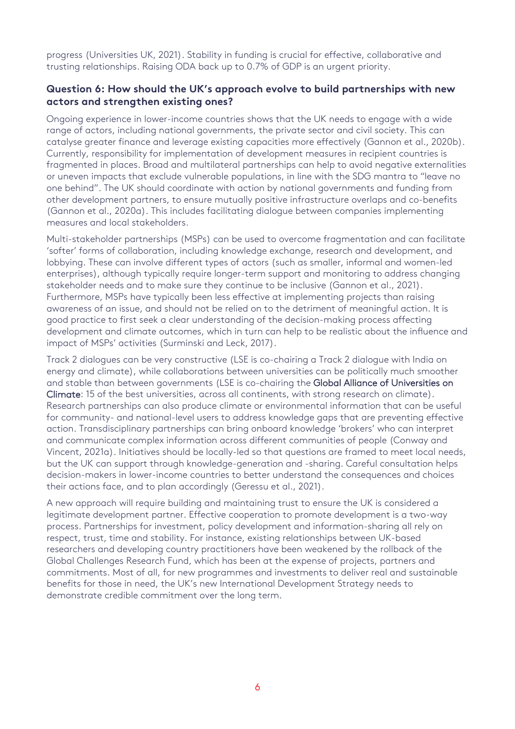progress (Universities UK, 2021). Stability in funding is crucial for effective, collaborative and trusting relationships. Raising ODA back up to 0.7% of GDP is an urgent priority.

### Question 6: How should the UK's approach evolve to build partnerships with new actors and strengthen existing ones?

Ongoing experience in lower-income countries shows that the UK needs to engage with a wide range of actors, including national governments, the private sector and civil society. This can catalyse greater finance and leverage existing capacities more effectively (Gannon et al., 2020b). Currently, responsibility for implementation of development measures in recipient countries is fragmented in places. Broad and multilateral partnerships can help to avoid negative externalities or uneven impacts that exclude vulnerable populations, in line with the SDG mantra to "leave no one behind". The UK should coordinate with action by national governments and funding from other development partners, to ensure mutually positive infrastructure overlaps and co-benefits (Gannon et al., 2020a). This includes facilitating dialogue between companies implementing measures and local stakeholders.

Multi-stakeholder partnerships (MSPs) can be used to overcome fragmentation and can facilitate 'softer' forms of collaboration, including knowledge exchange, research and development, and lobbying. These can involve different types of actors (such as smaller, informal and women-led enterprises), although typically require longer-term support and monitoring to address changing stakeholder needs and to make sure they continue to be inclusive (Gannon et al., 2021). Furthermore, MSPs have typically been less effective at implementing projects than raising awareness of an issue, and should not be relied on to the detriment of meaningful action. It is good practice to first seek a clear understanding of the decision-making process affecting development and climate outcomes, which in turn can help to be realistic about the influence and impact of MSPs' activities (Surminski and Leck, 2017).

Track 2 dialogues can be very constructive (LSE is co-chairing a Track 2 dialogue with India on energy and climate), while collaborations between universities can be politically much smoother and stable than between governments (LSE is co-chairing the Global Alliance of Universities on Climate: 15 of the best universities, across all continents, with strong research on climate). Research partnerships can also produce climate or environmental information that can be useful for community- and national-level users to address knowledge gaps that are preventing effective action. Transdisciplinary partnerships can bring onboard knowledge 'brokers' who can interpret and communicate complex information across different communities of people (Conway and Vincent, 2021a). Initiatives should be locally-led so that questions are framed to meet local needs, but the UK can support through knowledge-generation and -sharing. Careful consultation helps decision-makers in lower-income countries to better understand the consequences and choices their actions face, and to plan accordingly (Geressu et al., 2021).

A new approach will require building and maintaining trust to ensure the UK is considered a legitimate development partner. Effective cooperation to promote development is a two-way process. Partnerships for investment, policy development and information-sharing all rely on respect, trust, time and stability. For instance, existing relationships between UK-based researchers and developing country practitioners have been weakened by the rollback of the Global Challenges Research Fund, which has been at the expense of projects, partners and commitments. Most of all, for new programmes and investments to deliver real and sustainable benefits for those in need, the UK's new International Development Strategy needs to demonstrate credible commitment over the long term.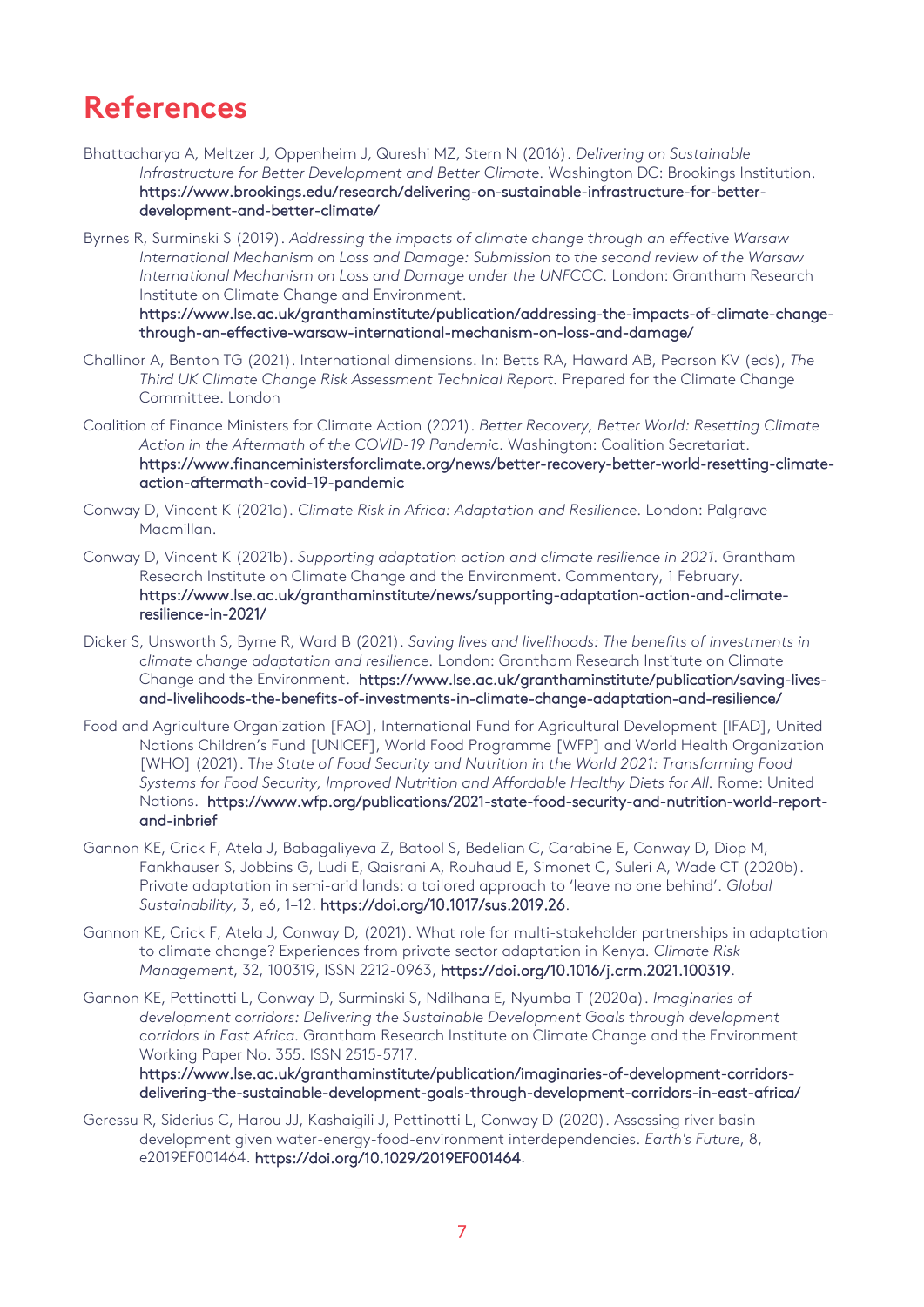# References

Bhattacharya A, Meltzer J, Oppenheim J, Qureshi MZ, Stern N (2016). *Delivering on Sustainable Infrastructure for Better Development and Better Climate.* Washington DC: Brookings Institution. https://www.brookings.edu/research/delivering-on-sustainable-infrastructure-for-better-development-and-better-climate/

Byrnes R, Surminski S (2019). *Addressing the impacts of climate change through an effective Warsaw International Mechanism on Loss and Damage: Submission to the second review of the Warsaw International Mechanism on Loss and Damage under the UNFCCC.* London: Grantham Research Institute on Climate Change and Environment. https://www.lse.ac.uk/granthaminstitute/publication/addressing-the-impacts-of-climate-change-through-an-effective-warsaw-international-mechanism-on-loss-and-damage/

Challinor A, Benton TG (2021). International dimensions. In: Betts RA, Haward AB, Pearson KV (eds), *The Third UK Climate Change Risk Assessment Technical Report.* Prepared for the Climate Change Committee. London

Coalition of Finance Ministers for Climate Action (2021). *Better Recovery, Better World: Resetting Climate Action in the Aftermath of the COVID-19 Pandemic.* Washington: Coalition Secretariat. https://www.financeministersforclimate.org/news/better-recovery-better-world-resetting-climate-action-aftermath-covid-19-pandemic

Conway D, Vincent K (2021a). *Climate Risk in Africa: Adaptation and Resilience.* London: Palgrave Macmillan.

Conway D, Vincent K (2021b). *Supporting adaptation action and climate resilience in 2021.* Grantham Research Institute on Climate Change and the Environment. Commentary, 1 February. https://www.lse.ac.uk/granthaminstitute/news/supporting-adaptation-action-and-climate-resilience-in-2021/

Dicker S, Unsworth S, Byrne R, Ward B (2021). *Saving lives and livelihoods: The benefits of investments in climate change adaptation and resilience.* London: Grantham Research Institute on Climate Change and the Environment. https://www.lse.ac.uk/granthaminstitute/publication/saving-lives-and-livelihoods-the-benefits-of-investments-in-climate-change-adaptation-and-resilience/

Food and Agriculture Organization [FAO], International Fund for Agricultural Development [IFAD], United Nations Children's Fund [UNICEF], World Food Programme [WFP] and World Health Organization [WHO] (2021). *The State of Food Security and Nutrition in the World 2021: Transforming Food Systems for Food Security, Improved Nutrition and Affordable Healthy Diets for All.* Rome: United Nations. https://www.wfp.org/publications/2021-state-food-security-and-nutrition-world-report-and-inbrief

Gannon KE, Crick F, Atela J, Babagaliyeva Z, Batool S, Bedelian C, Carabine E, Conway D, Diop M, Fankhauser S, Jobbins G, Ludi E, Qaisrani A, Rouhaud E, Simonet C, Suleri A, Wade CT (2020b). Private adaptation in semi-arid lands: a tailored approach to 'leave no one behind'. *Global Sustainability*, 3, e6, 1–12. https://doi.org/10.1017/sus.2019.26.

Gannon KE, Crick F, Atela J, Conway D, (2021). What role for multi-stakeholder partnerships in adaptation to climate change? Experiences from private sector adaptation in Kenya. *Climate Risk Management*, 32, 100319, ISSN 2212-0963, https://doi.org/10.1016/j.crm.2021.100319.

Gannon KE, Pettinotti L, Conway D, Surminski S, Ndilhana E, Nyumba T (2020a). *Imaginaries of development corridors: Delivering the Sustainable Development Goals through development corridors in East Africa.* Grantham Research Institute on Climate Change and the Environment Working Paper No. 355. ISSN 2515-5717. https://www.lse.ac.uk/granthaminstitute/publication/imaginaries-of-development-corridors-delivering-the-sustainable-development-goals-through-development-corridors-in-east-africa/

Geressu R, Siderius C, Harou JJ, Kashaigili J, Pettinotti L, Conway D (2020). Assessing river basin development given water-energy-food-environment interdependencies. *Earth's Future*, 8, e2019EF001464. https://doi.org/10.1029/2019EF001464.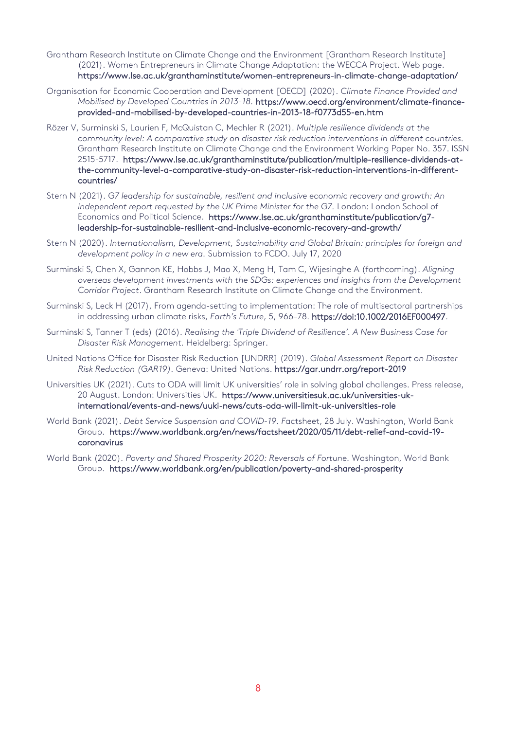Grantham Research Institute on Climate Change and the Environment [Grantham Research Institute] (2021). Women Entrepreneurs in Climate Change Adaptation: the WECCA Project. Web page. https://www.lse.ac.uk/granthaminstitute/women-entrepreneurs-in-climate-change-adaptation/

Organisation for Economic Cooperation and Development [OECD] (2020). *Climate Finance Provided and Mobilised by Developed Countries in 2013-18.* https://www.oecd.org/environment/climate-finance-provided-and-mobilised-by-developed-countries-in-2013-18-f0773d55-en.htm

Rözer V, Surminski S, Laurien F, McQuistan C, Mechler R (2021). *Multiple resilience dividends at the community level: A comparative study on disaster risk reduction interventions in different countries.* Grantham Research Institute on Climate Change and the Environment Working Paper No. 357. ISSN 2515-5717. https://www.lse.ac.uk/granthaminstitute/publication/multiple-resilience-dividends-at-the-community-level-a-comparative-study-on-disaster-risk-reduction-interventions-in-different-countries/

Stern N (2021). *G7 leadership for sustainable, resilient and inclusive economic recovery and growth: An independent report requested by the UK Prime Minister for the G7.* London: London School of Economics and Political Science. https://www.lse.ac.uk/granthaminstitute/publication/g7-leadership-for-sustainable-resilient-and-inclusive-economic-recovery-and-growth/

Stern N (2020). *Internationalism, Development, Sustainability and Global Britain: principles for foreign and development policy in a new era*. Submission to FCDO. July 17, 2020

Surminski S, Chen X, Gannon KE, Hobbs J, Mao X, Meng H, Tam C, Wijesinghe A (forthcoming). *Aligning overseas development investments with the SDGs: experiences and insights from the Development Corridor Project*. Grantham Research Institute on Climate Change and the Environment.

Surminski S, Leck H (2017), From agenda-setting to implementation: The role of multisectoral partnerships in addressing urban climate risks, *Earth's Future*, 5, 966–78. https://doi:10.1002/2016EF000497.

Surminski S, Tanner T (eds) (2016). *Realising the 'Triple Dividend of Resilience'. A New Business Case for Disaster Risk Management.* Heidelberg: Springer.

United Nations Office for Disaster Risk Reduction [UNDRR] (2019). *Global Assessment Report on Disaster Risk Reduction (GAR19)*. Geneva: United Nations. https://gar.undrr.org/report-2019

Universities UK (2021). Cuts to ODA will limit UK universities' role in solving global challenges. Press release, 20 August. London: Universities UK. https://www.universitiesuk.ac.uk/universities-uk-international/events-and-news/uuki-news/cuts-oda-will-limit-uk-universities-role

World Bank (2021). *Debt Service Suspension and COVID-19*. Factsheet, 28 July. Washington, World Bank Group. https://www.worldbank.org/en/news/factsheet/2020/05/11/debt-relief-and-covid-19-coronavirus

World Bank (2020). *Poverty and Shared Prosperity 2020: Reversals of Fortune.* Washington, World Bank Group. https://www.worldbank.org/en/publication/poverty-and-shared-prosperity